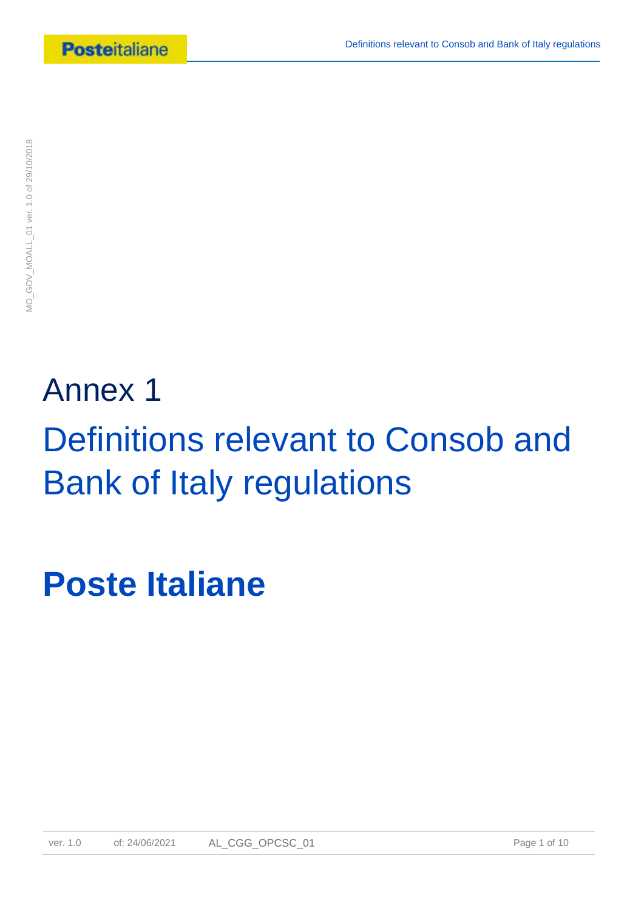# Annex 1

# Definitions relevant to Consob and Bank of Italy regulations

# **Poste Italiane**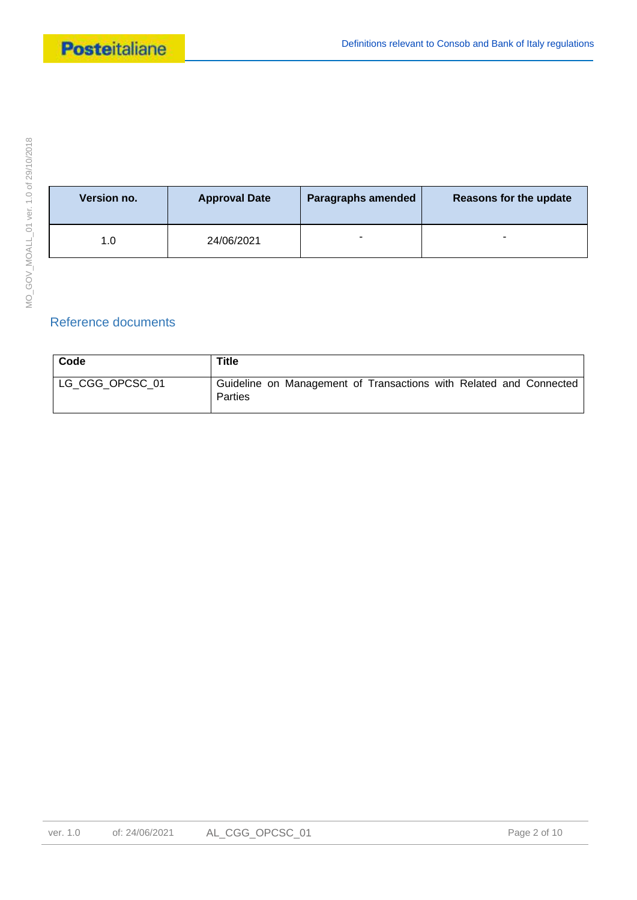| Version no. | Approval Date | Paragraphs amended | Reasons for the update |
| --- | --- | --- | --- |
| 1.0 | 24/06/2021 | - | - |

## Reference documents

| Code | Title |
| --- | --- |
| LG_CGG_OPCSC_01 | Guideline on Management of Transactions with Related and Connected Parties |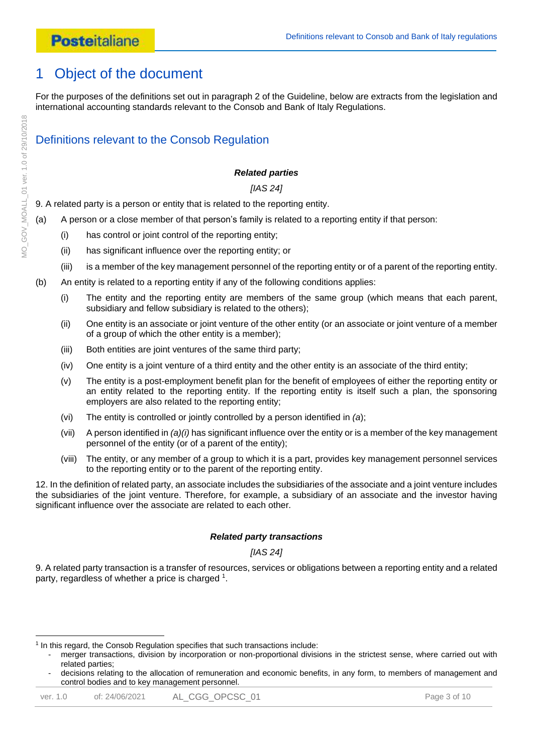# 1 Object of the document

For the purposes of the definitions set out in paragraph 2 of the Guideline, below are extracts from the legislation and international accounting standards relevant to the Consob and Bank of Italy Regulations.

## Definitions relevant to the Consob Regulation

***Related parties***

*[IAS 24]*

9. A related party is a person or entity that is related to the reporting entity.

(a) A person or a close member of that person's family is related to a reporting entity if that person:

- (i) has control or joint control of the reporting entity;
- (ii) has significant influence over the reporting entity; or
- (iii) is a member of the key management personnel of the reporting entity or of a parent of the reporting entity.

(b) An entity is related to a reporting entity if any of the following conditions applies:

- (i) The entity and the reporting entity are members of the same group (which means that each parent, subsidiary and fellow subsidiary is related to the others);
- (ii) One entity is an associate or joint venture of the other entity (or an associate or joint venture of a member of a group of which the other entity is a member);
- (iii) Both entities are joint ventures of the same third party;
- (iv) One entity is a joint venture of a third entity and the other entity is an associate of the third entity;
- (v) The entity is a post-employment benefit plan for the benefit of employees of either the reporting entity or an entity related to the reporting entity. If the reporting entity is itself such a plan, the sponsoring employers are also related to the reporting entity;
- (vi) The entity is controlled or jointly controlled by a person identified in *(a)*;
- (vii) A person identified in *(a)(i)* has significant influence over the entity or is a member of the key management personnel of the entity (or of a parent of the entity);
- (viii) The entity, or any member of a group to which it is a part, provides key management personnel services to the reporting entity or to the parent of the reporting entity.

12. In the definition of related party, an associate includes the subsidiaries of the associate and a joint venture includes the subsidiaries of the joint venture. Therefore, for example, a subsidiary of an associate and the investor having significant influence over the associate are related to each other.

***Related party transactions***

*[IAS 24]*

9. A related party transaction is a transfer of resources, services or obligations between a reporting entity and a related party, regardless of whether a price is charged [1].

---

[1] In this regard, the Consob Regulation specifies that such transactions include:

- merger transactions, division by incorporation or non-proportional divisions in the strictest sense, where carried out with related parties;
- decisions relating to the allocation of remuneration and economic benefits, in any form, to members of management and control bodies and to key management personnel.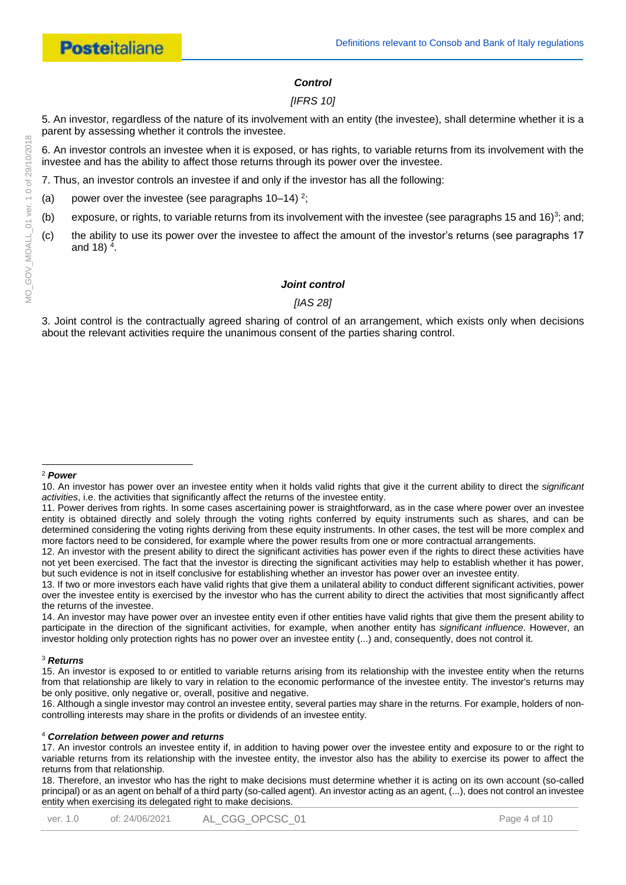### *Control*

*[IFRS 10]*

5. An investor, regardless of the nature of its involvement with an entity (the investee), shall determine whether it is a parent by assessing whether it controls the investee.

6. An investor controls an investee when it is exposed, or has rights, to variable returns from its involvement with the investee and has the ability to affect those returns through its power over the investee.

7. Thus, an investor controls an investee if and only if the investor has all the following:

(a) power over the investee (see paragraphs 10–14) [2];

(b) exposure, or rights, to variable returns from its involvement with the investee (see paragraphs 15 and 16)[3]; and;

(c) the ability to use its power over the investee to affect the amount of the investor's returns (see paragraphs 17 and 18) [4].

### *Joint control*

*[IAS 28]*

3. Joint control is the contractually agreed sharing of control of an arrangement, which exists only when decisions about the relevant activities require the unanimous consent of the parties sharing control.

---

[2] ***Power***

10. An investor has power over an investee entity when it holds valid rights that give it the current ability to direct the *significant activities*, i.e. the activities that significantly affect the returns of the investee entity.

11. Power derives from rights. In some cases ascertaining power is straightforward, as in the case where power over an investee entity is obtained directly and solely through the voting rights conferred by equity instruments such as shares, and can be determined considering the voting rights deriving from these equity instruments. In other cases, the test will be more complex and more factors need to be considered, for example where the power results from one or more contractual arrangements.

12. An investor with the present ability to direct the significant activities has power even if the rights to direct these activities have not yet been exercised. The fact that the investor is directing the significant activities may help to establish whether it has power, but such evidence is not in itself conclusive for establishing whether an investor has power over an investee entity.

13. If two or more investors each have valid rights that give them a unilateral ability to conduct different significant activities, power over the investee entity is exercised by the investor who has the current ability to direct the activities that most significantly affect the returns of the investee.

14. An investor may have power over an investee entity even if other entities have valid rights that give them the present ability to participate in the direction of the significant activities, for example, when another entity has *significant influence*. However, an investor holding only protection rights has no power over an investee entity (...) and, consequently, does not control it.

[3] ***Returns***

15. An investor is exposed to or entitled to variable returns arising from its relationship with the investee entity when the returns from that relationship are likely to vary in relation to the economic performance of the investee entity. The investor's returns may be only positive, only negative or, overall, positive and negative.

16. Although a single investor may control an investee entity, several parties may share in the returns. For example, holders of non-controlling interests may share in the profits or dividends of an investee entity.

[4] ***Correlation between power and returns***

17. An investor controls an investee entity if, in addition to having power over the investee entity and exposure to or the right to variable returns from its relationship with the investee entity, the investor also has the ability to exercise its power to affect the returns from that relationship.

18. Therefore, an investor who has the right to make decisions must determine whether it is acting on its own account (so-called principal) or as an agent on behalf of a third party (so-called agent). An investor acting as an agent, (...), does not control an investee entity when exercising its delegated right to make decisions.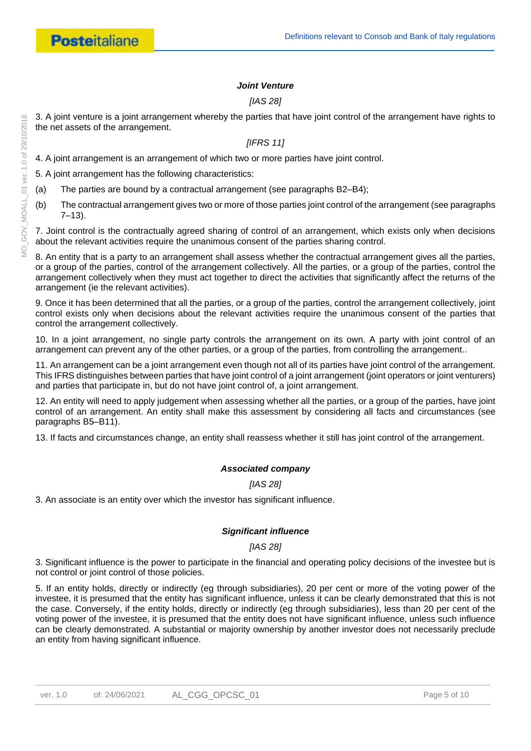### *Joint Venture*

*[IAS 28]*

3. A joint venture is a joint arrangement whereby the parties that have joint control of the arrangement have rights to the net assets of the arrangement.

*[IFRS 11]*

4. A joint arrangement is an arrangement of which two or more parties have joint control.

5. A joint arrangement has the following characteristics:

(a) The parties are bound by a contractual arrangement (see paragraphs B2–B4);

(b) The contractual arrangement gives two or more of those parties joint control of the arrangement (see paragraphs 7–13).

7. Joint control is the contractually agreed sharing of control of an arrangement, which exists only when decisions about the relevant activities require the unanimous consent of the parties sharing control.

8. An entity that is a party to an arrangement shall assess whether the contractual arrangement gives all the parties, or a group of the parties, control of the arrangement collectively. All the parties, or a group of the parties, control the arrangement collectively when they must act together to direct the activities that significantly affect the returns of the arrangement (ie the relevant activities).

9. Once it has been determined that all the parties, or a group of the parties, control the arrangement collectively, joint control exists only when decisions about the relevant activities require the unanimous consent of the parties that control the arrangement collectively.

10. In a joint arrangement, no single party controls the arrangement on its own. A party with joint control of an arrangement can prevent any of the other parties, or a group of the parties, from controlling the arrangement..

11. An arrangement can be a joint arrangement even though not all of its parties have joint control of the arrangement. This IFRS distinguishes between parties that have joint control of a joint arrangement (joint operators or joint venturers) and parties that participate in, but do not have joint control of, a joint arrangement.

12. An entity will need to apply judgement when assessing whether all the parties, or a group of the parties, have joint control of an arrangement. An entity shall make this assessment by considering all facts and circumstances (see paragraphs B5–B11).

13. If facts and circumstances change, an entity shall reassess whether it still has joint control of the arrangement.

### *Associated company*

*[IAS 28]*

3. An associate is an entity over which the investor has significant influence.

### *Significant influence*

*[IAS 28]*

3. Significant influence is the power to participate in the financial and operating policy decisions of the investee but is not control or joint control of those policies.

5. If an entity holds, directly or indirectly (eg through subsidiaries), 20 per cent or more of the voting power of the investee, it is presumed that the entity has significant influence, unless it can be clearly demonstrated that this is not the case. Conversely, if the entity holds, directly or indirectly (eg through subsidiaries), less than 20 per cent of the voting power of the investee, it is presumed that the entity does not have significant influence, unless such influence can be clearly demonstrated. A substantial or majority ownership by another investor does not necessarily preclude an entity from having significant influence.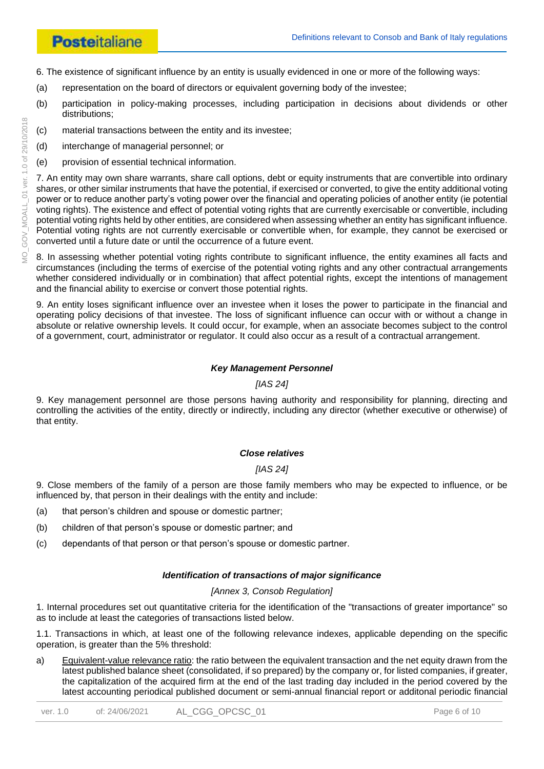6. The existence of significant influence by an entity is usually evidenced in one or more of the following ways:

(a) representation on the board of directors or equivalent governing body of the investee;

(b) participation in policy-making processes, including participation in decisions about dividends or other distributions;

(c) material transactions between the entity and its investee;

(d) interchange of managerial personnel; or

(e) provision of essential technical information.

7. An entity may own share warrants, share call options, debt or equity instruments that are convertible into ordinary shares, or other similar instruments that have the potential, if exercised or converted, to give the entity additional voting power or to reduce another party's voting power over the financial and operating policies of another entity (ie potential voting rights). The existence and effect of potential voting rights that are currently exercisable or convertible, including potential voting rights held by other entities, are considered when assessing whether an entity has significant influence. Potential voting rights are not currently exercisable or convertible when, for example, they cannot be exercised or converted until a future date or until the occurrence of a future event.

8. In assessing whether potential voting rights contribute to significant influence, the entity examines all facts and circumstances (including the terms of exercise of the potential voting rights and any other contractual arrangements whether considered individually or in combination) that affect potential rights, except the intentions of management and the financial ability to exercise or convert those potential rights.

9. An entity loses significant influence over an investee when it loses the power to participate in the financial and operating policy decisions of that investee. The loss of significant influence can occur with or without a change in absolute or relative ownership levels. It could occur, for example, when an associate becomes subject to the control of a government, court, administrator or regulator. It could also occur as a result of a contractual arrangement.

### *Key Management Personnel*

*[IAS 24]*

9. Key management personnel are those persons having authority and responsibility for planning, directing and controlling the activities of the entity, directly or indirectly, including any director (whether executive or otherwise) of that entity.

### *Close relatives*

*[IAS 24]*

9. Close members of the family of a person are those family members who may be expected to influence, or be influenced by, that person in their dealings with the entity and include:

(a) that person's children and spouse or domestic partner;

(b) children of that person's spouse or domestic partner; and

(c) dependants of that person or that person's spouse or domestic partner.

### *Identification of transactions of major significance*

*[Annex 3, Consob Regulation]*

1. Internal procedures set out quantitative criteria for the identification of the "transactions of greater importance" so as to include at least the categories of transactions listed below.

1.1. Transactions in which, at least one of the following relevance indexes, applicable depending on the specific operation, is greater than the 5% threshold:

a) Equivalent-value relevance ratio: the ratio between the equivalent transaction and the net equity drawn from the latest published balance sheet (consolidated, if so prepared) by the company or, for listed companies, if greater, the capitalization of the acquired firm at the end of the last trading day included in the period covered by the latest accounting periodical published document or semi-annual financial report or additonal periodic financial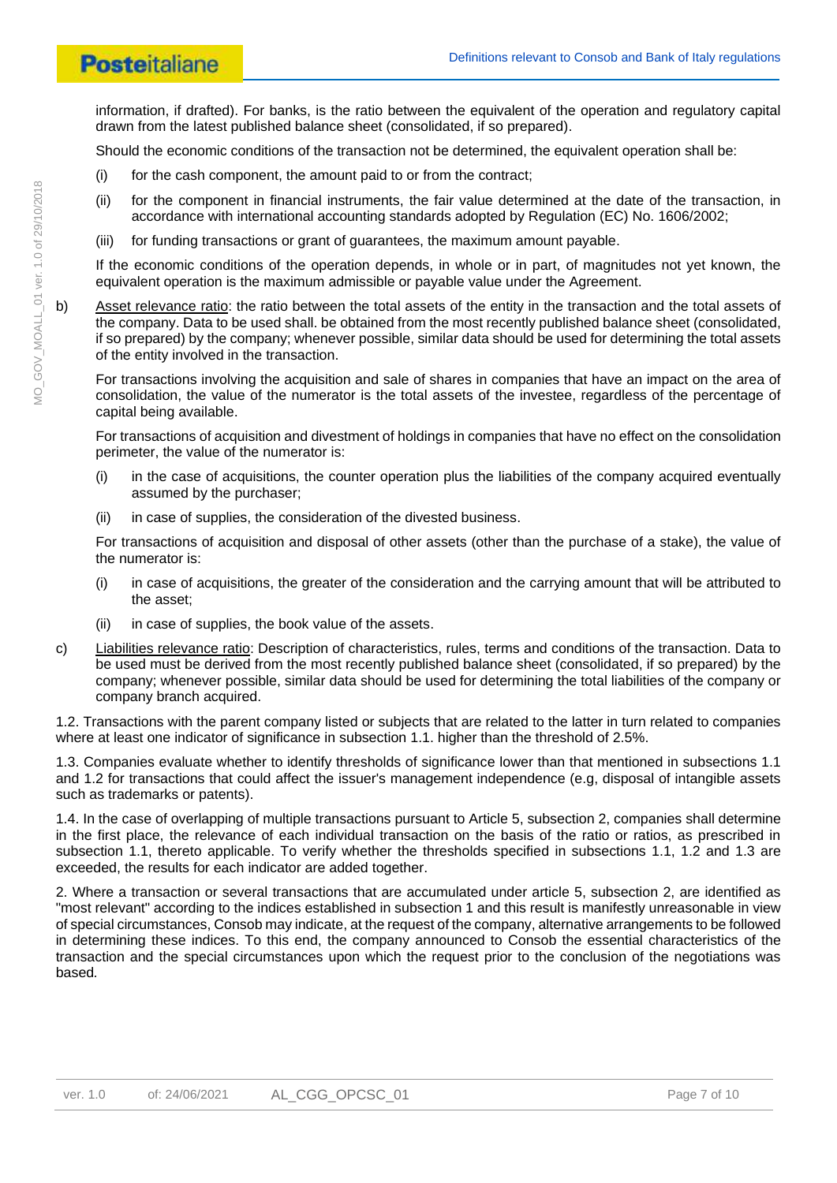information, if drafted). For banks, is the ratio between the equivalent of the operation and regulatory capital drawn from the latest published balance sheet (consolidated, if so prepared).

Should the economic conditions of the transaction not be determined, the equivalent operation shall be:

(i) for the cash component, the amount paid to or from the contract;

(ii) for the component in financial instruments, the fair value determined at the date of the transaction, in accordance with international accounting standards adopted by Regulation (EC) No. 1606/2002;

(iii) for funding transactions or grant of guarantees, the maximum amount payable.

If the economic conditions of the operation depends, in whole or in part, of magnitudes not yet known, the equivalent operation is the maximum admissible or payable value under the Agreement.

b) Asset relevance ratio: the ratio between the total assets of the entity in the transaction and the total assets of the company. Data to be used shall. be obtained from the most recently published balance sheet (consolidated, if so prepared) by the company; whenever possible, similar data should be used for determining the total assets of the entity involved in the transaction.

For transactions involving the acquisition and sale of shares in companies that have an impact on the area of consolidation, the value of the numerator is the total assets of the investee, regardless of the percentage of capital being available.

For transactions of acquisition and divestment of holdings in companies that have no effect on the consolidation perimeter, the value of the numerator is:

(i) in the case of acquisitions, the counter operation plus the liabilities of the company acquired eventually assumed by the purchaser;

(ii) in case of supplies, the consideration of the divested business.

For transactions of acquisition and disposal of other assets (other than the purchase of a stake), the value of the numerator is:

(i) in case of acquisitions, the greater of the consideration and the carrying amount that will be attributed to the asset;

(ii) in case of supplies, the book value of the assets.

c) Liabilities relevance ratio: Description of characteristics, rules, terms and conditions of the transaction. Data to be used must be derived from the most recently published balance sheet (consolidated, if so prepared) by the company; whenever possible, similar data should be used for determining the total liabilities of the company or company branch acquired.

1.2. Transactions with the parent company listed or subjects that are related to the latter in turn related to companies where at least one indicator of significance in subsection 1.1. higher than the threshold of 2.5%.

1.3. Companies evaluate whether to identify thresholds of significance lower than that mentioned in subsections 1.1 and 1.2 for transactions that could affect the issuer's management independence (e.g, disposal of intangible assets such as trademarks or patents).

1.4. In the case of overlapping of multiple transactions pursuant to Article 5, subsection 2, companies shall determine in the first place, the relevance of each individual transaction on the basis of the ratio or ratios, as prescribed in subsection 1.1, thereto applicable. To verify whether the thresholds specified in subsections 1.1, 1.2 and 1.3 are exceeded, the results for each indicator are added together.

2. Where a transaction or several transactions that are accumulated under article 5, subsection 2, are identified as "most relevant" according to the indices established in subsection 1 and this result is manifestly unreasonable in view of special circumstances, Consob may indicate, at the request of the company, alternative arrangements to be followed in determining these indices. To this end, the company announced to Consob the essential characteristics of the transaction and the special circumstances upon which the request prior to the conclusion of the negotiations was based.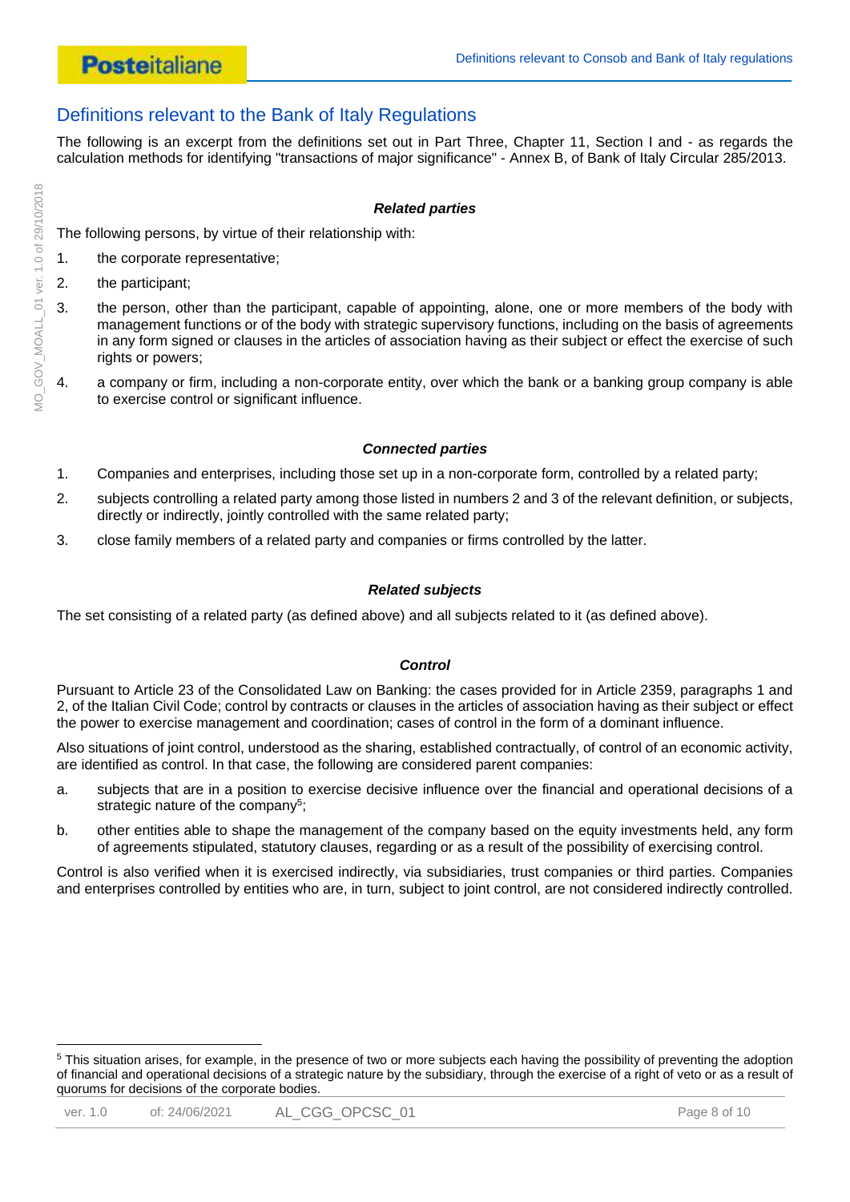## Definitions relevant to the Bank of Italy Regulations

The following is an excerpt from the definitions set out in Part Three, Chapter 11, Section I and - as regards the calculation methods for identifying "transactions of major significance" - Annex B, of Bank of Italy Circular 285/2013.

***Related parties***

The following persons, by virtue of their relationship with:

1. the corporate representative;
2. the participant;
3. the person, other than the participant, capable of appointing, alone, one or more members of the body with management functions or of the body with strategic supervisory functions, including on the basis of agreements in any form signed or clauses in the articles of association having as their subject or effect the exercise of such rights or powers;
4. a company or firm, including a non-corporate entity, over which the bank or a banking group company is able to exercise control or significant influence.

***Connected parties***

1. Companies and enterprises, including those set up in a non-corporate form, controlled by a related party;
2. subjects controlling a related party among those listed in numbers 2 and 3 of the relevant definition, or subjects, directly or indirectly, jointly controlled with the same related party;
3. close family members of a related party and companies or firms controlled by the latter.

***Related subjects***

The set consisting of a related party (as defined above) and all subjects related to it (as defined above).

***Control***

Pursuant to Article 23 of the Consolidated Law on Banking: the cases provided for in Article 2359, paragraphs 1 and 2, of the Italian Civil Code; control by contracts or clauses in the articles of association having as their subject or effect the power to exercise management and coordination; cases of control in the form of a dominant influence.

Also situations of joint control, understood as the sharing, established contractually, of control of an economic activity, are identified as control. In that case, the following are considered parent companies:

a. subjects that are in a position to exercise decisive influence over the financial and operational decisions of a strategic nature of the company[5];
b. other entities able to shape the management of the company based on the equity investments held, any form of agreements stipulated, statutory clauses, regarding or as a result of the possibility of exercising control.

Control is also verified when it is exercised indirectly, via subsidiaries, trust companies or third parties. Companies and enterprises controlled by entities who are, in turn, subject to joint control, are not considered indirectly controlled.

---

[5] This situation arises, for example, in the presence of two or more subjects each having the possibility of preventing the adoption of financial and operational decisions of a strategic nature by the subsidiary, through the exercise of a right of veto or as a result of quorums for decisions of the corporate bodies.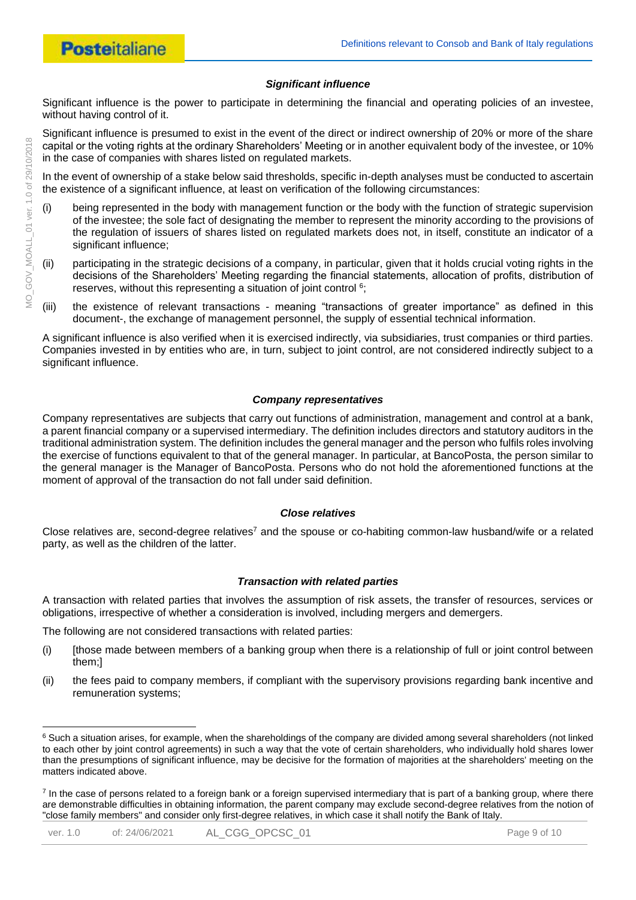### *Significant influence*

Significant influence is the power to participate in determining the financial and operating policies of an investee, without having control of it.

Significant influence is presumed to exist in the event of the direct or indirect ownership of 20% or more of the share capital or the voting rights at the ordinary Shareholders' Meeting or in another equivalent body of the investee, or 10% in the case of companies with shares listed on regulated markets.

In the event of ownership of a stake below said thresholds, specific in-depth analyses must be conducted to ascertain the existence of a significant influence, at least on verification of the following circumstances:

(i) being represented in the body with management function or the body with the function of strategic supervision of the investee; the sole fact of designating the member to represent the minority according to the provisions of the regulation of issuers of shares listed on regulated markets does not, in itself, constitute an indicator of a significant influence;

(ii) participating in the strategic decisions of a company, in particular, given that it holds crucial voting rights in the decisions of the Shareholders' Meeting regarding the financial statements, allocation of profits, distribution of reserves, without this representing a situation of joint control [6];

(iii) the existence of relevant transactions - meaning "transactions of greater importance" as defined in this document-, the exchange of management personnel, the supply of essential technical information.

A significant influence is also verified when it is exercised indirectly, via subsidiaries, trust companies or third parties. Companies invested in by entities who are, in turn, subject to joint control, are not considered indirectly subject to a significant influence.

### *Company representatives*

Company representatives are subjects that carry out functions of administration, management and control at a bank, a parent financial company or a supervised intermediary. The definition includes directors and statutory auditors in the traditional administration system. The definition includes the general manager and the person who fulfils roles involving the exercise of functions equivalent to that of the general manager. In particular, at BancoPosta, the person similar to the general manager is the Manager of BancoPosta. Persons who do not hold the aforementioned functions at the moment of approval of the transaction do not fall under said definition.

### *Close relatives*

Close relatives are, second-degree relatives[7] and the spouse or co-habiting common-law husband/wife or a related party, as well as the children of the latter.

### *Transaction with related parties*

A transaction with related parties that involves the assumption of risk assets, the transfer of resources, services or obligations, irrespective of whether a consideration is involved, including mergers and demergers.

The following are not considered transactions with related parties:

(i) [those made between members of a banking group when there is a relationship of full or joint control between them;]

(ii) the fees paid to company members, if compliant with the supervisory provisions regarding bank incentive and remuneration systems;

---

[6] Such a situation arises, for example, when the shareholdings of the company are divided among several shareholders (not linked to each other by joint control agreements) in such a way that the vote of certain shareholders, who individually hold shares lower than the presumptions of significant influence, may be decisive for the formation of majorities at the shareholders' meeting on the matters indicated above.

[7] In the case of persons related to a foreign bank or a foreign supervised intermediary that is part of a banking group, where there are demonstrable difficulties in obtaining information, the parent company may exclude second-degree relatives from the notion of "close family members" and consider only first-degree relatives, in which case it shall notify the Bank of Italy.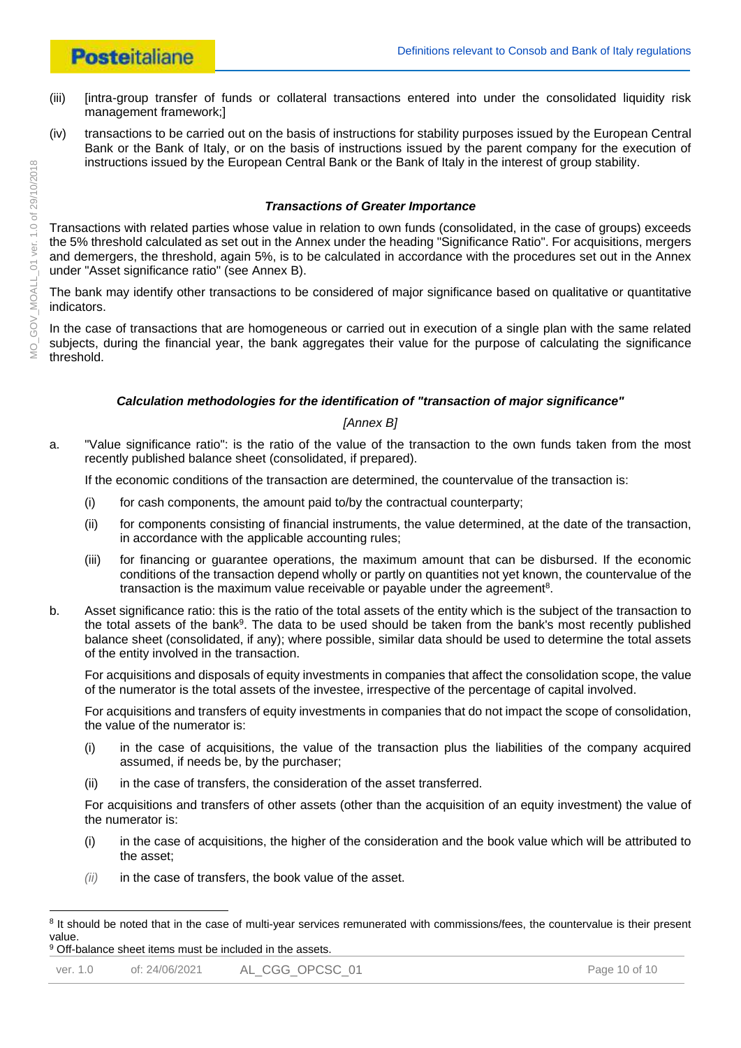(iii) [intra-group transfer of funds or collateral transactions entered into under the consolidated liquidity risk management framework;]

(iv) transactions to be carried out on the basis of instructions for stability purposes issued by the European Central Bank or the Bank of Italy, or on the basis of instructions issued by the parent company for the execution of instructions issued by the European Central Bank or the Bank of Italy in the interest of group stability.

#### ***Transactions of Greater Importance***

Transactions with related parties whose value in relation to own funds (consolidated, in the case of groups) exceeds the 5% threshold calculated as set out in the Annex under the heading "Significance Ratio". For acquisitions, mergers and demergers, the threshold, again 5%, is to be calculated in accordance with the procedures set out in the Annex under "Asset significance ratio" (see Annex B).

The bank may identify other transactions to be considered of major significance based on qualitative or quantitative indicators.

In the case of transactions that are homogeneous or carried out in execution of a single plan with the same related subjects, during the financial year, the bank aggregates their value for the purpose of calculating the significance threshold.

#### ***Calculation methodologies for the identification of "transaction of major significance"***

*[Annex B]*

a. "Value significance ratio": is the ratio of the value of the transaction to the own funds taken from the most recently published balance sheet (consolidated, if prepared).

   If the economic conditions of the transaction are determined, the countervalue of the transaction is:

   (i) for cash components, the amount paid to/by the contractual counterparty;

   (ii) for components consisting of financial instruments, the value determined, at the date of the transaction, in accordance with the applicable accounting rules;

   (iii) for financing or guarantee operations, the maximum amount that can be disbursed. If the economic conditions of the transaction depend wholly or partly on quantities not yet known, the countervalue of the transaction is the maximum value receivable or payable under the agreement[8].

b. Asset significance ratio: this is the ratio of the total assets of the entity which is the subject of the transaction to the total assets of the bank[9]. The data to be used should be taken from the bank's most recently published balance sheet (consolidated, if any); where possible, similar data should be used to determine the total assets of the entity involved in the transaction.

   For acquisitions and disposals of equity investments in companies that affect the consolidation scope, the value of the numerator is the total assets of the investee, irrespective of the percentage of capital involved.

   For acquisitions and transfers of equity investments in companies that do not impact the scope of consolidation, the value of the numerator is:

   (i) in the case of acquisitions, the value of the transaction plus the liabilities of the company acquired assumed, if needs be, by the purchaser;

   (ii) in the case of transfers, the consideration of the asset transferred.

   For acquisitions and transfers of other assets (other than the acquisition of an equity investment) the value of the numerator is:

   (i) in the case of acquisitions, the higher of the consideration and the book value which will be attributed to the asset;

   *(ii)* in the case of transfers, the book value of the asset.

---

[8] It should be noted that in the case of multi-year services remunerated with commissions/fees, the countervalue is their present value.

[9] Off-balance sheet items must be included in the assets.